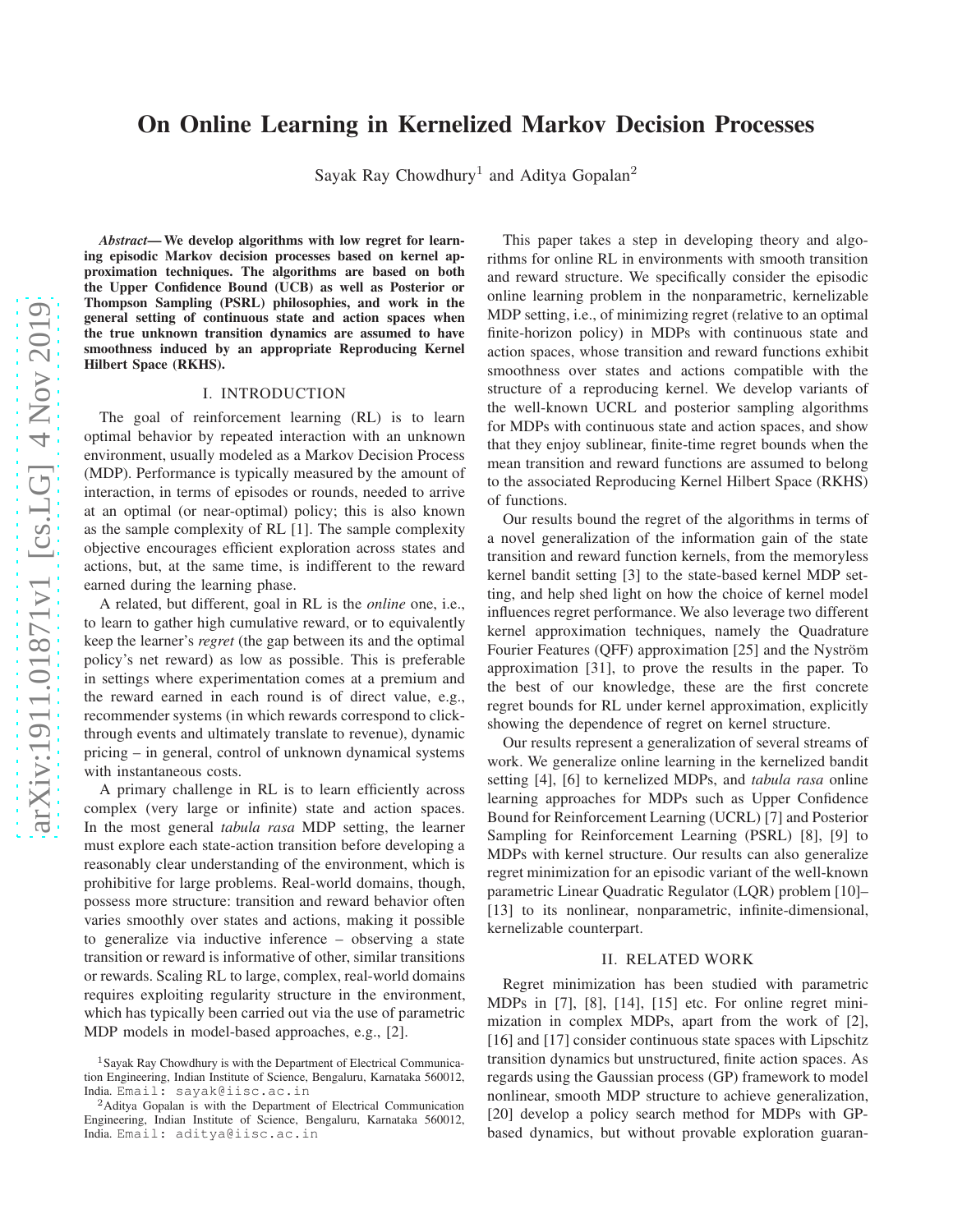# On Online Learning in Kernelized Markov Decision Processes

Sayak Ray Chowdhury[1] and Aditya Gopalan[2]

***Abstract*— We develop algorithms with low regret for learning episodic Markov decision processes based on kernel approximation techniques. The algorithms are based on both the Upper Confidence Bound (UCB) as well as Posterior or Thompson Sampling (PSRL) philosophies, and work in the general setting of continuous state and action spaces when the true unknown transition dynamics are assumed to have smoothness induced by an appropriate Reproducing Kernel Hilbert Space (RKHS).**

## I. INTRODUCTION

The goal of reinforcement learning (RL) is to learn optimal behavior by repeated interaction with an unknown environment, usually modeled as a Markov Decision Process (MDP). Performance is typically measured by the amount of interaction, in terms of episodes or rounds, needed to arrive at an optimal (or near-optimal) policy; this is also known as the sample complexity of RL [1]. The sample complexity objective encourages efficient exploration across states and actions, but, at the same time, is indifferent to the reward earned during the learning phase.

A related, but different, goal in RL is the *online* one, i.e., to learn to gather high cumulative reward, or to equivalently keep the learner's *regret* (the gap between its and the optimal policy's net reward) as low as possible. This is preferable in settings where experimentation comes at a premium and the reward earned in each round is of direct value, e.g., recommender systems (in which rewards correspond to click-through events and ultimately translate to revenue), dynamic pricing – in general, control of unknown dynamical systems with instantaneous costs.

A primary challenge in RL is to learn efficiently across complex (very large or infinite) state and action spaces. In the most general *tabula rasa* MDP setting, the learner must explore each state-action transition before developing a reasonably clear understanding of the environment, which is prohibitive for large problems. Real-world domains, though, possess more structure: transition and reward behavior often varies smoothly over states and actions, making it possible to generalize via inductive inference – observing a state transition or reward is informative of other, similar transitions or rewards. Scaling RL to large, complex, real-world domains requires exploiting regularity structure in the environment, which has typically been carried out via the use of parametric MDP models in model-based approaches, e.g., [2].

This paper takes a step in developing theory and algorithms for online RL in environments with smooth transition and reward structure. We specifically consider the episodic online learning problem in the nonparametric, kernelizable MDP setting, i.e., of minimizing regret (relative to an optimal finite-horizon policy) in MDPs with continuous state and action spaces, whose transition and reward functions exhibit smoothness over states and actions compatible with the structure of a reproducing kernel. We develop variants of the well-known UCRL and posterior sampling algorithms for MDPs with continuous state and action spaces, and show that they enjoy sublinear, finite-time regret bounds when the mean transition and reward functions are assumed to belong to the associated Reproducing Kernel Hilbert Space (RKHS) of functions.

Our results bound the regret of the algorithms in terms of a novel generalization of the information gain of the state transition and reward function kernels, from the memoryless kernel bandit setting [3] to the state-based kernel MDP setting, and help shed light on how the choice of kernel model influences regret performance. We also leverage two different kernel approximation techniques, namely the Quadrature Fourier Features (QFF) approximation [25] and the Nyström approximation [31], to prove the results in the paper. To the best of our knowledge, these are the first concrete regret bounds for RL under kernel approximation, explicitly showing the dependence of regret on kernel structure.

Our results represent a generalization of several streams of work. We generalize online learning in the kernelized bandit setting [4], [6] to kernelized MDPs, and *tabula rasa* online learning approaches for MDPs such as Upper Confidence Bound for Reinforcement Learning (UCRL) [7] and Posterior Sampling for Reinforcement Learning (PSRL) [8], [9] to MDPs with kernel structure. Our results can also generalize regret minimization for an episodic variant of the well-known parametric Linear Quadratic Regulator (LQR) problem [10]–[13] to its nonlinear, nonparametric, infinite-dimensional, kernelizable counterpart.

## II. RELATED WORK

Regret minimization has been studied with parametric MDPs in [7], [8], [14], [15] etc. For online regret minimization in complex MDPs, apart from the work of [2], [16] and [17] consider continuous state spaces with Lipschitz transition dynamics but unstructured, finite action spaces. As regards using the Gaussian process (GP) framework to model nonlinear, smooth MDP structure to achieve generalization, [20] develop a policy search method for MDPs with GP-based dynamics, but without provable exploration guaran-

[1]Sayak Ray Chowdhury is with the Department of Electrical Communication Engineering, Indian Institute of Science, Bengaluru, Karnataka 560012, India. Email: sayak@iisc.ac.in

[2]Aditya Gopalan is with the Department of Electrical Communication Engineering, Indian Institute of Science, Bengaluru, Karnataka 560012, India. Email: aditya@iisc.ac.in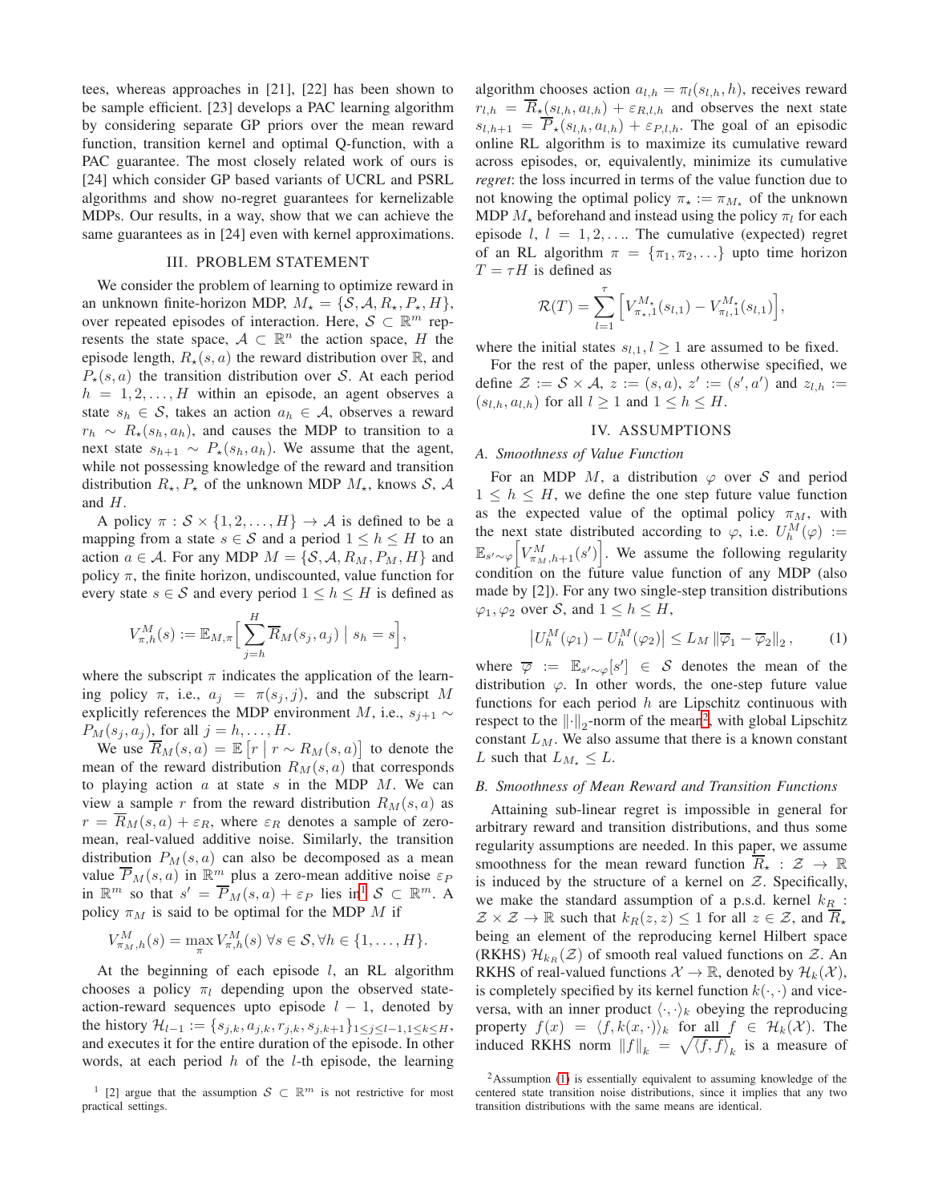tees, whereas approaches in [21], [22] has been shown to be sample efficient. [23] develops a PAC learning algorithm by considering separate GP priors over the mean reward function, transition kernel and optimal Q-function, with a PAC guarantee. The most closely related work of ours is [24] which consider GP based variants of UCRL and PSRL algorithms and show no-regret guarantees for kernelizable MDPs. Our results, in a way, show that we can achieve the same guarantees as in [24] even with kernel approximations.

## III. Problem Statement

We consider the problem of learning to optimize reward in an unknown finite-horizon MDP, $M_\star = \{\mathcal{S}, \mathcal{A}, R_\star, P_\star, H\}$, over repeated episodes of interaction. Here, $\mathcal{S} \subset \mathbb{R}^m$ represents the state space, $\mathcal{A} \subset \mathbb{R}^n$ the action space, $H$ the episode length, $R_\star(s,a)$ the reward distribution over $\mathbb{R}$, and $P_\star(s,a)$ the transition distribution over $\mathcal{S}$. At each period $h = 1, 2, \ldots, H$ within an episode, an agent observes a state $s_h \in \mathcal{S}$, takes an action $a_h \in \mathcal{A}$, observes a reward $r_h \sim R_\star(s_h, a_h)$, and causes the MDP to transition to a next state $s_{h+1} \sim P_\star(s_h, a_h)$. We assume that the agent, while not possessing knowledge of the reward and transition distribution $R_\star, P_\star$ of the unknown MDP $M_\star$, knows $\mathcal{S}$, $\mathcal{A}$ and $H$.

A policy $\pi : \mathcal{S} \times \{1, 2, \ldots, H\} \to \mathcal{A}$ is defined to be a mapping from a state $s \in \mathcal{S}$ and a period $1 \le h \le H$ to an action $a \in \mathcal{A}$. For any MDP $M = \{\mathcal{S}, \mathcal{A}, R_M, P_M, H\}$ and policy $\pi$, the finite horizon, undiscounted, value function for every state $s \in \mathcal{S}$ and every period $1 \le h \le H$ is defined as

$$V^M_{\pi,h}(s) := \mathbb{E}_{M,\pi}\Big[\sum_{j=h}^{H} \overline{R}_M(s_j, a_j) \mid s_h = s\Big],$$

where the subscript $\pi$ indicates the application of the learning policy $\pi$, i.e., $a_j = \pi(s_j, j)$, and the subscript $M$ explicitly references the MDP environment $M$, i.e., $s_{j+1} \sim P_M(s_j, a_j)$, for all $j = h, \ldots, H$.

We use $\overline{R}_M(s,a) = \mathbb{E}\left[r \mid r \sim R_M(s,a)\right]$ to denote the mean of the reward distribution $R_M(s,a)$ that corresponds to playing action $a$ at state $s$ in the MDP $M$. We can view a sample $r$ from the reward distribution $R_M(s,a)$ as $r = \overline{R}_M(s,a) + \varepsilon_R$, where $\varepsilon_R$ denotes a sample of zero-mean, real-valued additive noise. Similarly, the transition distribution $P_M(s,a)$ can also be decomposed as a mean value $\overline{P}_M(s,a)$ in $\mathbb{R}^m$ plus a zero-mean additive noise $\varepsilon_P$ in $\mathbb{R}^m$ so that $s' = \overline{P}_M(s,a) + \varepsilon_P$ lies in[1] $\mathcal{S} \subset \mathbb{R}^m$. A policy $\pi_M$ is said to be optimal for the MDP $M$ if

$$V^M_{\pi_M,h}(s) = \max_\pi V^M_{\pi,h}(s) \; \forall s \in \mathcal{S}, \forall h \in \{1, \ldots, H\}.$$

At the beginning of each episode $l$, an RL algorithm chooses a policy $\pi_l$ depending upon the observed state-action-reward sequences upto episode $l-1$, denoted by the history $\mathcal{H}_{l-1} := \{s_{j,k}, a_{j,k}, r_{j,k}, s_{j,k+1}\}_{1 \le j \le l-1, 1 \le k \le H}$, and executes it for the entire duration of the episode. In other words, at each period $h$ of the $l$-th episode, the learning algorithm chooses action $a_{l,h} = \pi_l(s_{l,h}, h)$, receives reward $r_{l,h} = \overline{R}_\star(s_{l,h}, a_{l,h}) + \varepsilon_{R,l,h}$ and observes the next state $s_{l,h+1} = \overline{P}_\star(s_{l,h}, a_{l,h}) + \varepsilon_{P,l,h}$. The goal of an episodic online RL algorithm is to maximize its cumulative reward across episodes, or, equivalently, minimize its cumulative *regret*: the loss incurred in terms of the value function due to not knowing the optimal policy $\pi_\star := \pi_{M_\star}$ of the unknown MDP $M_\star$ beforehand and instead using the policy $\pi_l$ for each episode $l$, $l = 1, 2, \ldots$. The cumulative (expected) regret of an RL algorithm $\pi = \{\pi_1, \pi_2, \ldots\}$ upto time horizon $T = \tau H$ is defined as

$$\mathcal{R}(T) = \sum_{l=1}^{\tau} \Big[V^{M_\star}_{\pi_\star,1}(s_{l,1}) - V^{M_\star}_{\pi_l,1}(s_{l,1})\Big],$$

where the initial states $s_{l,1}, l \ge 1$ are assumed to be fixed.

For the rest of the paper, unless otherwise specified, we define $\mathcal{Z} := \mathcal{S} \times \mathcal{A}$, $z := (s,a)$, $z' := (s', a')$ and $z_{l,h} := (s_{l,h}, a_{l,h})$ for all $l \ge 1$ and $1 \le h \le H$.

## IV. Assumptions

### A. Smoothness of Value Function

For an MDP $M$, a distribution $\varphi$ over $\mathcal{S}$ and period $1 \le h \le H$, we define the one step future value function as the expected value of the optimal policy $\pi_M$, with the next state distributed according to $\varphi$, i.e. $U^M_h(\varphi) := \mathbb{E}_{s' \sim \varphi}\Big[V^M_{\pi_M, h+1}(s')\Big]$. We assume the following regularity condition on the future value function of any MDP (also made by [2]). For any two single-step transition distributions $\varphi_1, \varphi_2$ over $\mathcal{S}$, and $1 \le h \le H$,

$$\left|U^M_h(\varphi_1) - U^M_h(\varphi_2)\right| \le L_M \left\|\overline{\varphi}_1 - \overline{\varphi}_2\right\|_2, \qquad (1)$$

where $\overline{\varphi} := \mathbb{E}_{s' \sim \varphi}[s'] \in \mathcal{S}$ denotes the mean of the distribution $\varphi$. In other words, the one-step future value functions for each period $h$ are Lipschitz continuous with respect to the $\|\cdot\|_2$-norm of the mean[2], with global Lipschitz constant $L_M$. We also assume that there is a known constant $L$ such that $L_{M_\star} \le L$.

### B. Smoothness of Mean Reward and Transition Functions

Attaining sub-linear regret is impossible in general for arbitrary reward and transition distributions, and thus some regularity assumptions are needed. In this paper, we assume smoothness for the mean reward function $\overline{R}_\star : \mathcal{Z} \to \mathbb{R}$ is induced by the structure of a kernel on $\mathcal{Z}$. Specifically, we make the standard assumption of a p.s.d. kernel $k_R : \mathcal{Z} \times \mathcal{Z} \to \mathbb{R}$ such that $k_R(z,z) \le 1$ for all $z \in \mathcal{Z}$, and $\overline{R}_\star$ being an element of the reproducing kernel Hilbert space (RKHS) $\mathcal{H}_{k_R}(\mathcal{Z})$ of smooth real valued functions on $\mathcal{Z}$. An RKHS of real-valued functions $\mathcal{X} \to \mathbb{R}$, denoted by $\mathcal{H}_k(\mathcal{X})$, is completely specified by its kernel function $k(\cdot,\cdot)$ and vice-versa, with an inner product $\langle \cdot, \cdot \rangle_k$ obeying the reproducing property $f(x) = \langle f, k(x, \cdot)\rangle_k$ for all $f \in \mathcal{H}_k(\mathcal{X})$. The induced RKHS norm $\|f\|_k = \sqrt{\langle f, f \rangle_k}$ is a measure of

[1] [2] argue that the assumption $\mathcal{S} \subset \mathbb{R}^m$ is not restrictive for most practical settings.

[2] Assumption (1) is essentially equivalent to assuming knowledge of the centered state transition noise distributions, since it implies that any two transition distributions with the same means are identical.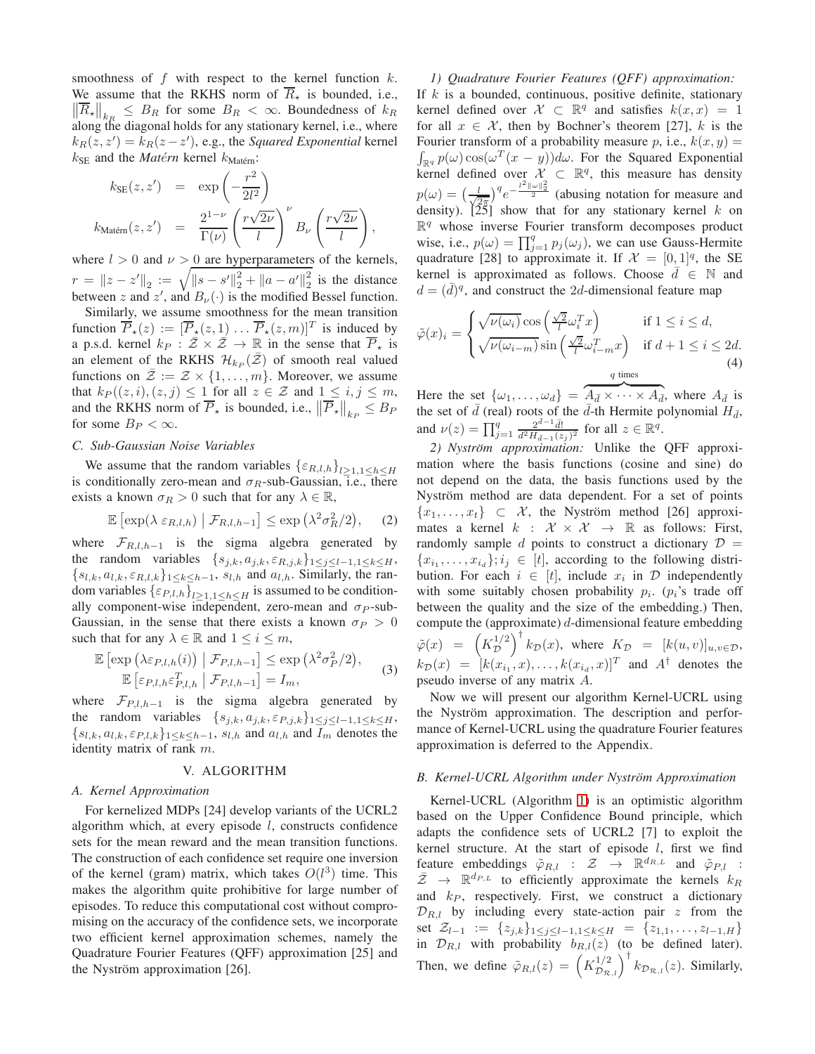smoothness of $f$ with respect to the kernel function $k$. We assume that the RKHS norm of $\overline{R}_\star$ is bounded, i.e., $\left\|\overline{R}_\star\right\|_{k_R} \leq B_R$ for some $B_R < \infty$. Boundedness of $k_R$ along the diagonal holds for any stationary kernel, i.e., where $k_R(z,z') = k_R(z-z')$, e.g., the *Squared Exponential* kernel $k_{\text{SE}}$ and the *Matérn* kernel $k_{\text{Matérn}}$:

$$
\begin{aligned}
k_{\text{SE}}(z,z') &= \exp\left(-\frac{r^2}{2l^2}\right) \\
k_{\text{Matérn}}(z,z') &= \frac{2^{1-\nu}}{\Gamma(\nu)}\left(\frac{r\sqrt{2\nu}}{l}\right)^{\nu} B_\nu\left(\frac{r\sqrt{2\nu}}{l}\right),
\end{aligned}
$$

where $l > 0$ and $\nu > 0$ are hyperparameters of the kernels, $r = \left\|z - z'\right\|_2 := \sqrt{\left\|s - s'\right\|_2^2 + \left\|a - a'\right\|_2^2}$ is the distance between $z$ and $z'$, and $B_\nu(\cdot)$ is the modified Bessel function.

Similarly, we assume smoothness for the mean transition function $\overline{P}_\star(z) := [\overline{P}_\star(z,1) \ldots \overline{P}_\star(z,m)]^T$ is induced by a p.s.d. kernel $k_P : \tilde{\mathcal{Z}} \times \tilde{\mathcal{Z}} \to \mathbb{R}$ in the sense that $\overline{P}_\star$ is an element of the RKHS $\mathcal{H}_{k_P}(\tilde{\mathcal{Z}})$ of smooth real valued functions on $\tilde{\mathcal{Z}} := \mathcal{Z} \times \{1,\ldots,m\}$. Moreover, we assume that $k_P((z,i),(z,j)) \leq 1$ for all $z \in \mathcal{Z}$ and $1 \leq i,j \leq m$, and the RKHS norm of $\overline{P}_\star$ is bounded, i.e., $\left\|\overline{P}_\star\right\|_{k_P} \leq B_P$ for some $B_P < \infty$.

### C. Sub-Gaussian Noise Variables

We assume that the random variables $\{\varepsilon_{R,l,h}\}_{l\geq 1, 1\leq h\leq H}$ is conditionally zero-mean and $\sigma_R$-sub-Gaussian, i.e., there exists a known $\sigma_R > 0$ such that for any $\lambda \in \mathbb{R}$,

$$
\mathbb{E}\left[\exp(\lambda\, \varepsilon_{R,l,h}) \;\middle|\; \mathcal{F}_{R,l,h-1}\right] \leq \exp\left(\lambda^2\sigma_R^2/2\right), \quad (2)
$$

where $\mathcal{F}_{R,l,h-1}$ is the sigma algebra generated by the random variables $\{s_{j,k}, a_{j,k}, \varepsilon_{R,j,k}\}_{1\leq j\leq l-1, 1\leq k\leq H}$, $\{s_{l,k}, a_{l,k}, \varepsilon_{R,l,k}\}_{1\leq k\leq h-1}$, $s_{l,h}$ and $a_{l,h}$. Similarly, the random variables $\{\varepsilon_{P,l,h}\}_{l\geq 1, 1\leq h\leq H}$ is assumed to be conditionally component-wise independent, zero-mean and $\sigma_P$-sub-Gaussian, in the sense that there exists a known $\sigma_P > 0$ such that for any $\lambda \in \mathbb{R}$ and $1 \leq i \leq m$,

$$
\begin{aligned}
\mathbb{E}\left[\exp\left(\lambda \varepsilon_{P,l,h}(i)\right) \;\middle|\; \mathcal{F}_{P,l,h-1}\right] &\leq \exp\left(\lambda^2\sigma_P^2/2\right), \\
\mathbb{E}\left[\varepsilon_{P,l,h}\varepsilon_{P,l,h}^T \;\middle|\; \mathcal{F}_{P,l,h-1}\right] &= I_m,
\end{aligned} \quad (3)
$$

where $\mathcal{F}_{P,l,h-1}$ is the sigma algebra generated by the random variables $\{s_{j,k}, a_{j,k}, \varepsilon_{P,j,k}\}_{1\leq j\leq l-1, 1\leq k\leq H}$, $\{s_{l,k}, a_{l,k}, \varepsilon_{P,l,k}\}_{1\leq k\leq h-1}$, $s_{l,h}$ and $a_{l,h}$ and $I_m$ denotes the identity matrix of rank $m$.

## V. ALGORITHM

### A. Kernel Approximation

For kernelized MDPs [24] develop variants of the UCRL2 algorithm which, at every episode $l$, constructs confidence sets for the mean reward and the mean transition functions. The construction of each confidence set require one inversion of the kernel (gram) matrix, which takes $O(l^3)$ time. This makes the algorithm quite prohibitive for large number of episodes. To reduce this computational cost without compromising on the accuracy of the confidence sets, we incorporate two efficient kernel approximation schemes, namely the Quadrature Fourier Features (QFF) approximation [25] and the Nyström approximation [26].

*1) Quadrature Fourier Features (QFF) approximation:* If $k$ is a bounded, continuous, positive definite, stationary kernel defined over $\mathcal{X} \subset \mathbb{R}^q$ and satisfies $k(x,x) = 1$ for all $x \in \mathcal{X}$, then by Bochner's theorem [27], $k$ is the Fourier transform of a probability measure $p$, i.e., $k(x,y) = \int_{\mathbb{R}^q} p(\omega)\cos(\omega^T(x-y))d\omega$. For the Squared Exponential kernel defined over $\mathcal{X} \subset \mathbb{R}^q$, this measure has density $p(\omega) = \left(\frac{l}{\sqrt{2\pi}}\right)^q e^{-\frac{l^2\|\omega\|_2^2}{2}}$ (abusing notation for measure and density). [25] show that for any stationary kernel $k$ on $\mathbb{R}^q$ whose inverse Fourier transform decomposes product wise, i.e., $p(\omega) = \prod_{j=1}^q p_j(\omega_j)$, we can use Gauss-Hermite quadrature [28] to approximate it. If $\mathcal{X} = [0,1]^q$, the SE kernel is approximated as follows. Choose $\bar{d} \in \mathbb{N}$ and $d = (\bar{d})^q$, and construct the $2d$-dimensional feature map

$$
\tilde{\varphi}(x)_i = \begin{cases} \sqrt{\nu(\omega_i)}\cos\left(\frac{\sqrt{2}}{l}\omega_i^T x\right) & \text{if } 1 \leq i \leq d, \\ \sqrt{\nu(\omega_{i-m})}\sin\left(\frac{\sqrt{2}}{l}\omega_{i-m}^T x\right) & \text{if } d+1 \leq i \leq 2d. \end{cases} \quad (4)
$$

Here the set $\{\omega_1,\ldots,\omega_d\} = \overbrace{A_{\bar{d}} \times \cdots \times A_{\bar{d}}}^{q \text{ times}}$, where $A_{\bar{d}}$ is the set of $\bar{d}$ (real) roots of the $\bar{d}$-th Hermite polynomial $H_{\bar{d}}$, and $\nu(z) = \prod_{j=1}^q \frac{2^{\bar{d}-1}\bar{d}!}{\bar{d}^2 H_{\bar{d}-1}(z_j)^2}$ for all $z \in \mathbb{R}^q$.

*2) Nyström approximation:* Unlike the QFF approximation where the basis functions (cosine and sine) do not depend on the data, the basis functions used by the Nyström method are data dependent. For a set of points $\{x_1,\ldots,x_t\} \subset \mathcal{X}$, the Nyström method [26] approximates a kernel $k : \mathcal{X} \times \mathcal{X} \to \mathbb{R}$ as follows: First, randomly sample $d$ points to construct a dictionary $\mathcal{D} = \{x_{i_1},\ldots,x_{i_d}\}; i_j \in [t]$, according to the following distribution. For each $i \in [t]$, include $x_i$ in $\mathcal{D}$ independently with some suitably chosen probability $p_i$. ($p_i$'s trade off between the quality and the size of the embedding.) Then, compute the (approximate) $d$-dimensional feature embedding $\tilde{\varphi}(x) = \left(K_{\mathcal{D}}^{1/2}\right)^{\dagger} k_{\mathcal{D}}(x)$, where $K_{\mathcal{D}} = [k(u,v)]_{u,v\in\mathcal{D}}$, $k_{\mathcal{D}}(x) = [k(x_{i_1},x),\ldots,k(x_{i_d},x)]^T$ and $A^\dagger$ denotes the pseudo inverse of any matrix $A$.

Now we will present our algorithm Kernel-UCRL using the Nyström approximation. The description and performance of Kernel-UCRL using the quadrature Fourier features approximation is deferred to the Appendix.

### B. Kernel-UCRL Algorithm under Nyström Approximation

Kernel-UCRL (Algorithm 1) is an optimistic algorithm based on the Upper Confidence Bound principle, which adapts the confidence sets of UCRL2 [7] to exploit the kernel structure. At the start of episode $l$, first we find feature embeddings $\tilde{\varphi}_{R,l} : \mathcal{Z} \to \mathbb{R}^{d_{R,L}}$ and $\tilde{\varphi}_{P,l} : \tilde{\mathcal{Z}} \to \mathbb{R}^{d_{P,L}}$ to efficiently approximate the kernels $k_R$ and $k_P$, respectively. First, we construct a dictionary $\mathcal{D}_{R,l}$ by including every state-action pair $z$ from the set $\mathcal{Z}_{l-1} := \{z_{j,k}\}_{1\leq j\leq l-1, 1\leq k\leq H} = \{z_{1,1},\ldots,z_{l-1,H}\}$ in $\mathcal{D}_{R,l}$ with probability $b_{R,l}(z)$ (to be defined later). Then, we define $\tilde{\varphi}_{R,l}(z) = \left(K_{\mathcal{D}_{\mathcal{R},l}}^{1/2}\right)^{\dagger} k_{\mathcal{D}_{\mathcal{R},l}}(z)$. Similarly,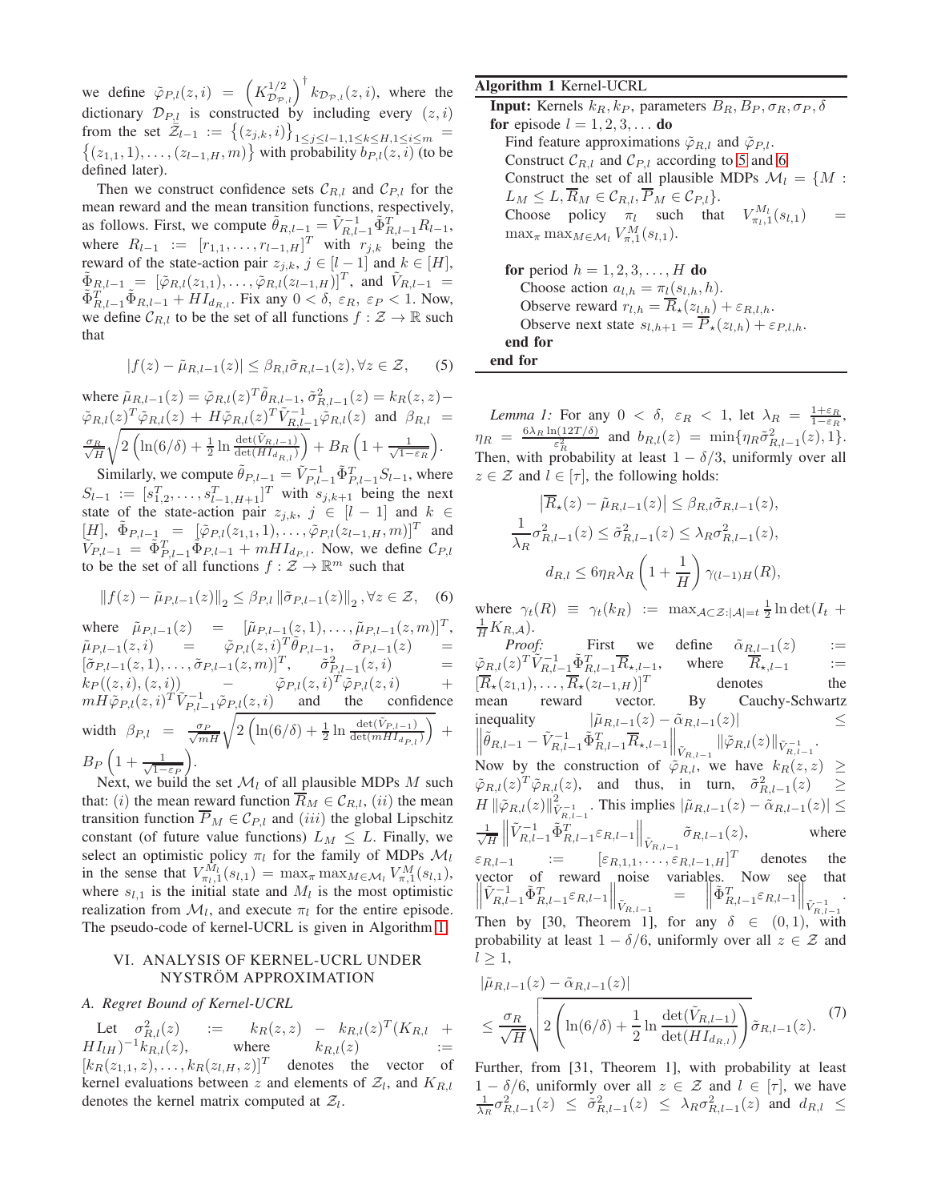we define $\tilde{\varphi}_{P,l}(z,i) = \left(K_{\mathcal{D}_{P,l}}^{1/2}\right)^{\dagger} k_{\mathcal{D}_{P,l}}(z,i)$, where the dictionary $\mathcal{D}_{P,l}$ is constructed by including every $(z,i)$ from the set $\tilde{\mathcal{Z}}_{l-1} := \left\{(z_{j,k},i)\right\}_{1\le j\le l-1, 1\le k\le H, 1\le i\le m} = \left\{(z_{1,1},1),\ldots,(z_{l-1,H},m)\right\}$ with probability $b_{P,l}(z,i)$ (to be defined later).

Then we construct confidence sets $\mathcal{C}_{R,l}$ and $\mathcal{C}_{P,l}$ for the mean reward and the mean transition functions, respectively, as follows. First, we compute $\tilde{\theta}_{R,l-1} = \tilde{V}_{R,l-1}^{-1}\tilde{\Phi}_{R,l-1}^{T}R_{l-1}$, where $R_{l-1} := [r_{1,1},\ldots,r_{l-1,H}]^T$ with $r_{j,k}$ being the reward of the state-action pair $z_{j,k}$, $j \in [l-1]$ and $k \in [H]$, $\tilde{\Phi}_{R,l-1} = [\tilde{\varphi}_{R,l}(z_{1,1}),\ldots,\tilde{\varphi}_{R,l}(z_{l-1,H})]^T$, and $\tilde{V}_{R,l-1} = \tilde{\Phi}_{R,l-1}^{T}\tilde{\Phi}_{R,l-1} + HI_{d_{R,l}}$. Fix any $0<\delta,\ \varepsilon_R,\ \varepsilon_P<1$. Now, we define $\mathcal{C}_{R,l}$ to be the set of all functions $f:\mathcal{Z}\rightarrow\mathbb{R}$ such that

$$|f(z)-\tilde{\mu}_{R,l-1}(z)| \le \beta_{R,l}\tilde{\sigma}_{R,l-1}(z), \forall z\in\mathcal{Z}, \quad (5)$$

where $\tilde{\mu}_{R,l-1}(z) = \tilde{\varphi}_{R,l}(z)^T\tilde{\theta}_{R,l-1}$, $\tilde{\sigma}_{R,l-1}^2(z) = k_R(z,z) - \tilde{\varphi}_{R,l}(z)^T\tilde{\varphi}_{R,l}(z) + H\tilde{\varphi}_{R,l}(z)^T\tilde{V}_{R,l-1}^{-1}\tilde{\varphi}_{R,l}(z)$ and $\beta_{R,l} = \frac{\sigma_R}{\sqrt{H}}\sqrt{2\left(\ln(6/\delta)+\frac{1}{2}\ln\frac{\det(\tilde{V}_{R,l-1})}{\det(HI_{d_{R,l}})}\right)} + B_R\left(1+\frac{1}{\sqrt{1-\varepsilon_R}}\right)$.

Similarly, we compute $\tilde{\theta}_{P,l-1} = \tilde{V}_{P,l-1}^{-1}\tilde{\Phi}_{P,l-1}^{T}S_{l-1}$, where $S_{l-1} := [s_{1,2}^T,\ldots,s_{l-1,H+1}^T]^T$ with $s_{j,k+1}$ being the next state of the state-action pair $z_{j,k}$, $j\in[l-1]$ and $k\in[H]$, $\tilde{\Phi}_{P,l-1} = [\tilde{\varphi}_{P,l}(z_{1,1},1),\ldots,\tilde{\varphi}_{P,l}(z_{l-1,H},m)]^T$ and $\tilde{V}_{P,l-1} = \tilde{\Phi}_{P,l-1}^{T}\tilde{\Phi}_{P,l-1} + mHI_{d_{P,l}}$. Now, we define $\mathcal{C}_{P,l}$ to be the set of all functions $f:\mathcal{Z}\rightarrow\mathbb{R}^m$ such that

$$\left\|f(z)-\tilde{\mu}_{P,l-1}(z)\right\|_2 \le \beta_{P,l}\left\|\tilde{\sigma}_{P,l-1}(z)\right\|_2, \forall z\in\mathcal{Z}, \quad (6)$$

where $\tilde{\mu}_{P,l-1}(z) = [\tilde{\mu}_{P,l-1}(z,1),\ldots,\tilde{\mu}_{P,l-1}(z,m)]^T$, $\tilde{\mu}_{P,l-1}(z,i) = \tilde{\varphi}_{P,l}(z,i)^T\tilde{\theta}_{P,l-1}$, $\tilde{\sigma}_{P,l-1}(z) = [\tilde{\sigma}_{P,l-1}(z,1),\ldots,\tilde{\sigma}_{P,l-1}(z,m)]^T$, $\tilde{\sigma}_{P,l-1}^2(z,i) = k_P((z,i),(z,i)) - \tilde{\varphi}_{P,l}(z,i)^T\tilde{\varphi}_{P,l}(z,i) + mH\tilde{\varphi}_{P,l}(z,i)^T\tilde{V}_{P,l-1}^{-1}\tilde{\varphi}_{P,l}(z,i)$ and the confidence width $\beta_{P,l} = \frac{\sigma_P}{\sqrt{mH}}\sqrt{2\left(\ln(6/\delta)+\frac{1}{2}\ln\frac{\det(\tilde{V}_{P,l-1})}{\det(mHI_{d_{P,l}})}\right)} + B_P\left(1+\frac{1}{\sqrt{1-\varepsilon_P}}\right)$.

Next, we build the set $\mathcal{M}_l$ of all plausible MDPs $M$ such that: $(i)$ the mean reward function $\overline{R}_M\in\mathcal{C}_{R,l}$, $(ii)$ the mean transition function $\overline{P}_M\in\mathcal{C}_{P,l}$ and $(iii)$ the global Lipschitz constant (of future value functions) $L_M\le L$. Finally, we select an optimistic policy $\pi_l$ for the family of MDPs $\mathcal{M}_l$ in the sense that $V_{\pi_l,1}^{M_l}(s_{l,1}) = \max_\pi\max_{M\in\mathcal{M}_l}V_{\pi,1}^{M}(s_{l,1})$, where $s_{l,1}$ is the initial state and $M_l$ is the most optimistic realization from $\mathcal{M}_l$, and execute $\pi_l$ for the entire episode. The pseudo-code of kernel-UCRL is given in Algorithm 1.

**Algorithm 1** Kernel-UCRL

```
Input: Kernels k_R, k_P, parameters B_R, B_P, σ_R, σ_P, δ
for episode l = 1, 2, 3, ... do
    Find feature approximations φ̃_{R,l} and φ̃_{P,l}.
    Construct C_{R,l} and C_{P,l} according to 5 and 6
    Construct the set of all plausible MDPs M_l = {M :
    L_M ≤ L, R̄_M ∈ C_{R,l}, P̄_M ∈ C_{P,l}}.
    Choose policy π_l such that V^{M_l}_{π_l,1}(s_{l,1}) =
    max_π max_{M∈M_l} V^M_{π,1}(s_{l,1}).

    for period h = 1, 2, 3, ..., H do
        Choose action a_{l,h} = π_l(s_{l,h}, h).
        Observe reward r_{l,h} = R̄_⋆(z_{l,h}) + ε_{R,l,h}.
        Observe next state s_{l,h+1} = P̄_⋆(z_{l,h}) + ε_{P,l,h}.
    end for
end for
```

## VI. Analysis of Kernel-UCRL under Nyström Approximation

### A. Regret Bound of Kernel-UCRL

Let $\sigma_{R,l}^2(z) := k_R(z,z) - k_{R,l}(z)^T(K_{R,l}+HI_{lH})^{-1}k_{R,l}(z)$, where $k_{R,l}(z) := [k_R(z_{1,1},z),\ldots,k_R(z_{l,H},z)]^T$ denotes the vector of kernel evaluations between $z$ and elements of $\mathcal{Z}_l$, and $K_{R,l}$ denotes the kernel matrix computed at $\mathcal{Z}_l$.

*Lemma 1:* For any $0<\delta,\ \varepsilon_R<1$, let $\lambda_R = \frac{1+\varepsilon_R}{1-\varepsilon_R}$, $\eta_R = \frac{6\lambda_R\ln(12T/\delta)}{\varepsilon_R^2}$ and $b_{R,l}(z) = \min\{\eta_R\tilde{\sigma}_{R,l-1}^2(z),1\}$. Then, with probability at least $1-\delta/3$, uniformly over all $z\in\mathcal{Z}$ and $l\in[\tau]$, the following holds:

$$\left|\overline{R}_\star(z)-\tilde{\mu}_{R,l-1}(z)\right| \le \beta_{R,l}\tilde{\sigma}_{R,l-1}(z),$$

$$\frac{1}{\lambda_R}\sigma_{R,l-1}^2(z) \le \tilde{\sigma}_{R,l-1}^2(z) \le \lambda_R\sigma_{R,l-1}^2(z),$$

$$d_{R,l} \le 6\eta_R\lambda_R\left(1+\frac{1}{H}\right)\gamma_{(l-1)H}(R),$$

where $\gamma_t(R) \equiv \gamma_t(k_R) := \max_{\mathcal{A}\subset\mathcal{Z}:|\mathcal{A}|=t}\frac{1}{2}\ln\det(I_t+\frac{1}{H}K_{R,\mathcal{A}})$.

*Proof:* First we define $\tilde{\alpha}_{R,l-1}(z) := \tilde{\varphi}_{R,l}(z)^T\tilde{V}_{R,l-1}^{-1}\tilde{\Phi}_{R,l-1}^T\overline{R}_{\star,l-1}$, where $\overline{R}_{\star,l-1} := [\overline{R}_\star(z_{1,1}),\ldots,\overline{R}_\star(z_{l-1,H})]^T$ denotes the mean reward vector. By Cauchy-Schwartz inequality $|\tilde{\mu}_{R,l-1}(z)-\tilde{\alpha}_{R,l-1}(z)| \le \left\|\tilde{\theta}_{R,l-1}-\tilde{V}_{R,l-1}^{-1}\tilde{\Phi}_{R,l-1}^T\overline{R}_{\star,l-1}\right\|_{\tilde{V}_{R,l-1}}\left\|\tilde{\varphi}_{R,l}(z)\right\|_{\tilde{V}_{R,l-1}^{-1}}$. Now by the construction of $\tilde{\varphi}_{R,l}$, we have $k_R(z,z)\ge\tilde{\varphi}_{R,l}(z)^T\tilde{\varphi}_{R,l}(z)$, and thus, in turn, $\tilde{\sigma}_{R,l-1}^2(z)\ge H\left\|\tilde{\varphi}_{R,l}(z)\right\|_{\tilde{V}_{R,l-1}^{-1}}^2$. This implies $|\tilde{\mu}_{R,l-1}(z)-\tilde{\alpha}_{R,l-1}(z)| \le \frac{1}{\sqrt{H}}\left\|\tilde{V}_{R,l-1}^{-1}\tilde{\Phi}_{R,l-1}^T\varepsilon_{R,l-1}\right\|_{\tilde{V}_{R,l-1}}\tilde{\sigma}_{R,l-1}(z)$, where $\varepsilon_{R,l-1} := [\varepsilon_{R,1,1},\ldots,\varepsilon_{R,l-1,H}]^T$ denotes the vector of reward noise variables. Now see that $\left\|\tilde{V}_{R,l-1}^{-1}\tilde{\Phi}_{R,l-1}^T\varepsilon_{R,l-1}\right\|_{\tilde{V}_{R,l-1}} = \left\|\tilde{\Phi}_{R,l-1}^T\varepsilon_{R,l-1}\right\|_{\tilde{V}_{R,l-1}^{-1}}$. Then by [30, Theorem 1], for any $\delta\in(0,1)$, with probability at least $1-\delta/6$, uniformly over all $z\in\mathcal{Z}$ and $l\ge 1$,

$$|\tilde{\mu}_{R,l-1}(z)-\tilde{\alpha}_{R,l-1}(z)| \le \frac{\sigma_R}{\sqrt{H}}\sqrt{2\left(\ln(6/\delta)+\frac{1}{2}\ln\frac{\det(\tilde{V}_{R,l-1})}{\det(HI_{d_{R,l}})}\right)}\tilde{\sigma}_{R,l-1}(z). \quad (7)$$

Further, from [31, Theorem 1], with probability at least $1-\delta/6$, uniformly over all $z\in\mathcal{Z}$ and $l\in[\tau]$, we have $\frac{1}{\lambda_R}\sigma_{R,l-1}^2(z) \le \tilde{\sigma}_{R,l-1}^2(z) \le \lambda_R\sigma_{R,l-1}^2(z)$ and $d_{R,l} \le$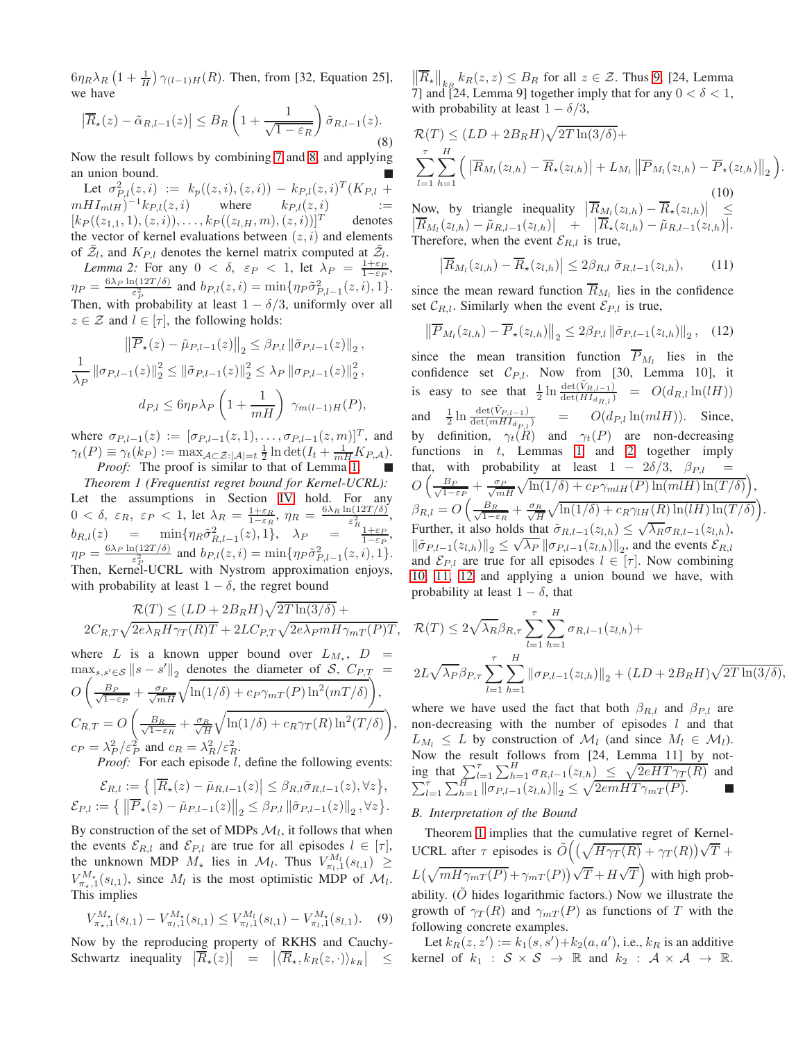$6\eta_R\lambda_R\left(1+\frac{1}{H}\right)\gamma_{(l-1)H}(R)$. Then, from [32, Equation 25], we have

$$\left|\overline{R}_\star(z)-\tilde{\alpha}_{R,l-1}(z)\right|\leq B_R\left(1+\frac{1}{\sqrt{1-\varepsilon_R}}\right)\tilde{\sigma}_{R,l-1}(z). \tag{8}$$

Now the result follows by combining 7 and 8, and applying an union bound. ∎

Let $\sigma^2_{P,l}(z,i) := k_p((z,i),(z,i)) - k_{P,l}(z,i)^T(K_{P,l} + mHI_{mlH})^{-1}k_{P,l}(z,i)$ where $k_{P,l}(z,i) := [k_P((z_{1,1},1),(z,i)),\ldots,k_P((z_{l,H},m),(z,i))]^T$ denotes the vector of kernel evaluations between $(z,i)$ and elements of $\tilde{\mathcal{Z}}_l$, and $K_{P,l}$ denotes the kernel matrix computed at $\tilde{\mathcal{Z}}_l$.

*Lemma 2:* For any $0<\delta,\ \varepsilon_P<1$, let $\lambda_P=\frac{1+\varepsilon_P}{1-\varepsilon_P}$, $\eta_P=\frac{6\lambda_P\ln(12T/\delta)}{\varepsilon_P^2}$ and $b_{P,l}(z,i)=\min\{\eta_P\tilde{\sigma}^2_{P,l-1}(z,i),1\}$. Then, with probability at least $1-\delta/3$, uniformly over all $z\in\mathcal{Z}$ and $l\in[\tau]$, the following holds:

$$\left\|\overline{P}_\star(z)-\tilde{\mu}_{P,l-1}(z)\right\|_2\leq\beta_{P,l}\left\|\tilde{\sigma}_{P,l-1}(z)\right\|_2,$$
$$\frac{1}{\lambda_P}\left\|\sigma_{P,l-1}(z)\right\|_2^2\leq\left\|\tilde{\sigma}_{P,l-1}(z)\right\|_2^2\leq\lambda_P\left\|\sigma_{P,l-1}(z)\right\|_2^2,$$
$$d_{P,l}\leq 6\eta_P\lambda_P\left(1+\frac{1}{mH}\right)\gamma_{m(l-1)H}(P),$$

where $\sigma_{P,l-1}(z) := [\sigma_{P,l-1}(z,1),\ldots,\sigma_{P,l-1}(z,m)]^T$, and $\gamma_t(P)\equiv\gamma_t(k_P) := \max_{\mathcal{A}\subset\tilde{\mathcal{Z}}:|\mathcal{A}|=t}\frac{1}{2}\ln\det(I_t+\frac{1}{mH}K_{P,\mathcal{A}})$.

*Proof:* The proof is similar to that of Lemma 1. ∎

*Theorem 1 (Frequentist regret bound for Kernel-UCRL):* Let the assumptions in Section IV hold. For any $0<\delta,\ \varepsilon_R,\ \varepsilon_P<1$, let $\lambda_R=\frac{1+\varepsilon_R}{1-\varepsilon_R}$, $\eta_R=\frac{6\lambda_R\ln(12T/\delta)}{\varepsilon_R^2}$, $b_{R,l}(z)=\min\{\eta_R\tilde{\sigma}^2_{R,l-1}(z),1\}$, $\lambda_P=\frac{1+\varepsilon_P}{1-\varepsilon_P}$, $\eta_P=\frac{6\lambda_P\ln(12T/\delta)}{\varepsilon_P^2}$ and $b_{P,l}(z,i)=\min\{\eta_P\tilde{\sigma}^2_{P,l-1}(z,i),1\}$. Then, Kernel-UCRL with Nystrom approximation enjoys, with probability at least $1-\delta$, the regret bound

$$\mathcal{R}(T)\leq(LD+2B_RH)\sqrt{2T\ln(3/\delta)}+$$
$$2C_{R,T}\sqrt{2e\lambda_RH\gamma_T(R)T}+2LC_{P,T}\sqrt{2e\lambda_PmH\gamma_{mT}(P)T},$$

where $L$ is a known upper bound over $L_{M_\star}$, $D=\max_{s,s'\in\mathcal{S}}\|s-s'\|_2$ denotes the diameter of $\mathcal{S}$, $C_{P,T}=O\left(\frac{B_P}{\sqrt{1-\varepsilon_P}}+\frac{\sigma_P}{\sqrt{mH}}\sqrt{\ln(1/\delta)+c_P\gamma_{mT}(P)\ln^2(mT/\delta)}\right)$, $C_{R,T}=O\left(\frac{B_R}{\sqrt{1-\varepsilon_R}}+\frac{\sigma_R}{\sqrt{H}}\sqrt{\ln(1/\delta)+c_R\gamma_T(R)\ln^2(T/\delta)}\right)$, $c_P=\lambda_P^2/\varepsilon_P^2$ and $c_R=\lambda_R^2/\varepsilon_R^2$.

*Proof:* For each episode $l$, define the following events:

$$\mathcal{E}_{R,l} := \left\{\left|\overline{R}_\star(z)-\tilde{\mu}_{R,l-1}(z)\right|\leq\beta_{R,l}\tilde{\sigma}_{R,l-1}(z),\forall z\right\},$$
$$\mathcal{E}_{P,l} := \left\{\left\|\overline{P}_\star(z)-\tilde{\mu}_{P,l-1}(z)\right\|_2\leq\beta_{P,l}\left\|\tilde{\sigma}_{P,l-1}(z)\right\|_2,\forall z\right\}.$$

By construction of the set of MDPs $\mathcal{M}_l$, it follows that when the events $\mathcal{E}_{R,l}$ and $\mathcal{E}_{P,l}$ are true for all episodes $l\in[\tau]$, the unknown MDP $M_\star$ lies in $\mathcal{M}_l$. Thus $V^{M_l}_{\pi_l,1}(s_{l,1})\geq V^{M_\star}_{\pi_\star,1}(s_{l,1})$, since $M_l$ is the most optimistic MDP of $\mathcal{M}_l$. This implies

$$V^{M_\star}_{\pi_\star,1}(s_{l,1})-V^{M_\star}_{\pi_l,1}(s_{l,1})\leq V^{M_l}_{\pi_l,1}(s_{l,1})-V^{M_\star}_{\pi_l,1}(s_{l,1}). \tag{9}$$

Now by the reproducing property of RKHS and Cauchy-Schwartz inequality $\left|\overline{R}_\star(z)\right|=\left|\langle\overline{R}_\star,k_R(z,\cdot)\rangle_{k_R}\right|\leq\left\|\overline{R}_\star\right\|_{k_R}k_R(z,z)\leq B_R$ for all $z\in\mathcal{Z}$. Thus 9, [24, Lemma 7] and [24, Lemma 9] together imply that for any $0<\delta<1$, with probability at least $1-\delta/3$,

$$\mathcal{R}(T)\leq(LD+2B_RH)\sqrt{2T\ln(3/\delta)}+$$
$$\sum_{l=1}^{\tau}\sum_{h=1}^{H}\Big(\left|\overline{R}_{M_l}(z_{l,h})-\overline{R}_\star(z_{l,h})\right|+L_{M_l}\left\|\overline{P}_{M_l}(z_{l,h})-\overline{P}_\star(z_{l,h})\right\|_2\Big). \tag{10}$$

Now, by triangle inequality $\left|\overline{R}_{M_l}(z_{l,h})-\overline{R}_\star(z_{l,h})\right|\leq\left|\overline{R}_{M_l}(z_{l,h})-\tilde{\mu}_{R,l-1}(z_{l,h})\right|+\left|\overline{R}_\star(z_{l,h})-\tilde{\mu}_{R,l-1}(z_{l,h})\right|$. Therefore, when the event $\mathcal{E}_{R,l}$ is true,

$$\left|\overline{R}_{M_l}(z_{l,h})-\overline{R}_\star(z_{l,h})\right|\leq 2\beta_{R,l}\,\tilde{\sigma}_{R,l-1}(z_{l,h}), \tag{11}$$

since the mean reward function $\overline{R}_{M_l}$ lies in the confidence set $\mathcal{C}_{R,l}$. Similarly when the event $\mathcal{E}_{P,l}$ is true,

$$\left\|\overline{P}_{M_l}(z_{l,h})-\overline{P}_\star(z_{l,h})\right\|_2\leq 2\beta_{P,l}\left\|\tilde{\sigma}_{P,l-1}(z_{l,h})\right\|_2, \tag{12}$$

since the mean transition function $\overline{P}_{M_l}$ lies in the confidence set $\mathcal{C}_{P,l}$. Now from [30, Lemma 10], it is easy to see that $\frac{1}{2}\ln\frac{\det(\tilde{V}_{R,l-1})}{\det(HI_{d_{R,l}})}=O(d_{R,l}\ln(lH))$ and $\frac{1}{2}\ln\frac{\det(\tilde{V}_{P,l-1})}{\det(mHI_{d_{P,l}})}=O(d_{P,l}\ln(mlH))$. Since, by definition, $\gamma_t(R)$ and $\gamma_t(P)$ are non-decreasing functions in $t$, Lemmas 1 and 2 together imply that, with probability at least $1-2\delta/3$, $\beta_{P,l}=O\left(\frac{B_P}{\sqrt{1-\varepsilon_P}}+\frac{\sigma_P}{\sqrt{mH}}\sqrt{\ln(1/\delta)+c_P\gamma_{mlH}(P)\ln(mlH)\ln(T/\delta)}\right)$, $\beta_{R,l}=O\left(\frac{B_R}{\sqrt{1-\varepsilon_R}}+\frac{\sigma_R}{\sqrt{H}}\sqrt{\ln(1/\delta)+c_R\gamma_{lH}(R)\ln(lH)\ln(T/\delta)}\right)$. Further, it also holds that $\tilde{\sigma}_{R,l-1}(z_{l,h})\leq\sqrt{\lambda_R}\sigma_{R,l-1}(z_{l,h})$, $\left\|\tilde{\sigma}_{P,l-1}(z_{l,h})\right\|_2\leq\sqrt{\lambda_P}\left\|\sigma_{P,l-1}(z_{l,h})\right\|_2$, and the events $\mathcal{E}_{R,l}$ and $\mathcal{E}_{P,l}$ are true for all episodes $l\in[\tau]$. Now combining 10, 11, 12 and applying a union bound we have, with probability at least $1-\delta$, that

$$\mathcal{R}(T)\leq 2\sqrt{\lambda_R}\beta_{R,\tau}\sum_{l=1}^{\tau}\sum_{h=1}^{H}\sigma_{R,l-1}(z_{l,h})+$$
$$2L\sqrt{\lambda_P}\beta_{P,\tau}\sum_{l=1}^{\tau}\sum_{h=1}^{H}\left\|\sigma_{P,l-1}(z_{l,h})\right\|_2+(LD+2B_RH)\sqrt{2T\ln(3/\delta)},$$

where we have used the fact that both $\beta_{R,l}$ and $\beta_{P,l}$ are non-decreasing with the number of episodes $l$ and that $L_{M_l}\leq L$ by construction of $\mathcal{M}_l$ (and since $M_l\in\mathcal{M}_l$). Now the result follows from [24, Lemma 11] by noting that $\sum_{l=1}^{\tau}\sum_{h=1}^{H}\sigma_{R,l-1}(z_{l,h})\leq\sqrt{2eHT\gamma_T(R)}$ and $\sum_{l=1}^{\tau}\sum_{h=1}^{H}\left\|\sigma_{P,l-1}(z_{l,h})\right\|_2\leq\sqrt{2emHT\gamma_{mT}(P)}$. ∎

### B. Interpretation of the Bound

Theorem 1 implies that the cumulative regret of Kernel-UCRL after $\tau$ episodes is $\tilde{O}\Big(\big(\sqrt{H\gamma_T(R)}+\gamma_T(R)\big)\sqrt{T}+L\big(\sqrt{mH\gamma_{mT}(P)}+\gamma_{mT}(P)\big)\sqrt{T}+H\sqrt{T}\Big)$ with high probability. ($\tilde{O}$ hides logarithmic factors.) Now we illustrate the growth of $\gamma_T(R)$ and $\gamma_{mT}(P)$ as functions of $T$ with the following concrete examples.

Let $k_R(z,z') := k_1(s,s')+k_2(a,a')$, i.e., $k_R$ is an additive kernel of $k_1:\mathcal{S}\times\mathcal{S}\to\mathbb{R}$ and $k_2:\mathcal{A}\times\mathcal{A}\to\mathbb{R}$.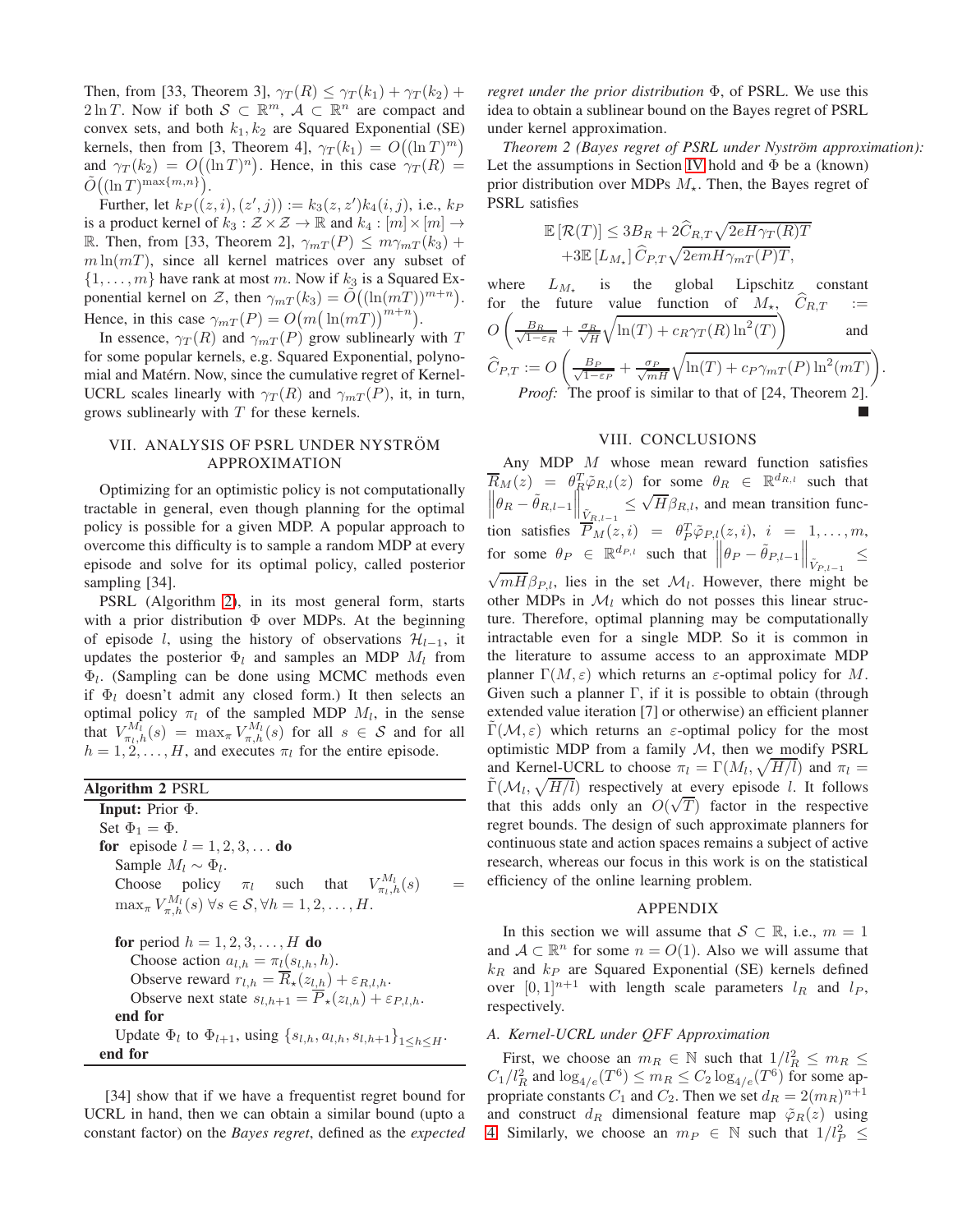Then, from [33, Theorem 3], $\gamma_T(R) \le \gamma_T(k_1) + \gamma_T(k_2) + 2\ln T$. Now if both $\mathcal{S} \subset \mathbb{R}^m$, $\mathcal{A} \subset \mathbb{R}^n$ are compact and convex sets, and both $k_1, k_2$ are Squared Exponential (SE) kernels, then from [3, Theorem 4], $\gamma_T(k_1) = O\big((\ln T)^m\big)$ and $\gamma_T(k_2) = O\big((\ln T)^n\big)$. Hence, in this case $\gamma_T(R) = \tilde{O}\big((\ln T)^{\max\{m,n\}}\big)$.

Further, let $k_P((z,i),(z',j)) := k_3(z,z')k_4(i,j)$, i.e., $k_P$ is a product kernel of $k_3 : \mathcal{Z} \times \mathcal{Z} \to \mathbb{R}$ and $k_4 : [m] \times [m] \to \mathbb{R}$. Then, from [33, Theorem 2], $\gamma_{mT}(P) \le m\gamma_{mT}(k_3) + m\ln(mT)$, since all kernel matrices over any subset of $\{1,\ldots,m\}$ have rank at most $m$. Now if $k_3$ is a Squared Exponential kernel on $\mathcal{Z}$, then $\gamma_{mT}(k_3) = \tilde{O}\big((\ln(mT))^{m+n}\big)$. Hence, in this case $\gamma_{mT}(P) = O\big(m\big(\ln(mT)\big)^{m+n}\big)$.

In essence, $\gamma_T(R)$ and $\gamma_{mT}(P)$ grow sublinearly with $T$ for some popular kernels, e.g. Squared Exponential, polynomial and Matérn. Now, since the cumulative regret of Kernel-UCRL scales linearly with $\gamma_T(R)$ and $\gamma_{mT}(P)$, it, in turn, grows sublinearly with $T$ for these kernels.

## VII. Analysis of PSRL under Nyström Approximation

Optimizing for an optimistic policy is not computationally tractable in general, even though planning for the optimal policy is possible for a given MDP. A popular approach to overcome this difficulty is to sample a random MDP at every episode and solve for its optimal policy, called posterior sampling [34].

PSRL (Algorithm 2), in its most general form, starts with a prior distribution $\Phi$ over MDPs. At the beginning of episode $l$, using the history of observations $\mathcal{H}_{l-1}$, it updates the posterior $\Phi_l$ and samples an MDP $M_l$ from $\Phi_l$. (Sampling can be done using MCMC methods even if $\Phi_l$ doesn't admit any closed form.) It then selects an optimal policy $\pi_l$ of the sampled MDP $M_l$, in the sense that $V^{M_l}_{\pi_l,h}(s) = \max_\pi V^{M_l}_{\pi,h}(s)$ for all $s \in \mathcal{S}$ and for all $h = 1,2,\ldots,H$, and executes $\pi_l$ for the entire episode.

**Algorithm 2** PSRL

```
Input: Prior Φ.
Set Φ_1 = Φ.
for episode l = 1, 2, 3, ... do
   Sample M_l ~ Φ_l.
   Choose policy π_l such that V^{M_l}_{π_l,h}(s) = max_π V^{M_l}_{π,h}(s) ∀s ∈ S, ∀h = 1, 2, ..., H.

   for period h = 1, 2, 3, ..., H do
      Choose action a_{l,h} = π_l(s_{l,h}, h).
      Observe reward r_{l,h} = R̄_⋆(z_{l,h}) + ε_{R,l,h}.
      Observe next state s_{l,h+1} = P̄_⋆(z_{l,h}) + ε_{P,l,h}.
   end for
   Update Φ_l to Φ_{l+1}, using {s_{l,h}, a_{l,h}, s_{l,h+1}}_{1≤h≤H}.
end for
```

[34] show that if we have a frequentist regret bound for UCRL in hand, then we can obtain a similar bound (upto a constant factor) on the *Bayes regret*, defined as the *expected regret under the prior distribution* $\Phi$, of PSRL. We use this idea to obtain a sublinear bound on the Bayes regret of PSRL under kernel approximation.

*Theorem 2 (Bayes regret of PSRL under Nyström approximation):* Let the assumptions in Section IV hold and $\Phi$ be a (known) prior distribution over MDPs $M_\star$. Then, the Bayes regret of PSRL satisfies

$$\mathbb{E}\left[\mathcal{R}(T)\right] \le 3B_R + 2\widehat{C}_{R,T}\sqrt{2eH\gamma_T(R)T} + 3\mathbb{E}\left[L_{M_\star}\right]\widehat{C}_{P,T}\sqrt{2emH\gamma_{mT}(P)T},$$

where $L_{M_\star}$ is the global Lipschitz constant for the future value function of $M_\star$, $\widehat{C}_{R,T} := O\left(\frac{B_R}{\sqrt{1-\varepsilon_R}} + \frac{\sigma_R}{\sqrt{H}}\sqrt{\ln(T) + c_R\gamma_T(R)\ln^2(T)}\right)$ and $\widehat{C}_{P,T} := O\left(\frac{B_P}{\sqrt{1-\varepsilon_P}} + \frac{\sigma_P}{\sqrt{mH}}\sqrt{\ln(T) + c_P\gamma_{mT}(P)\ln^2(mT)}\right)$.

*Proof:* The proof is similar to that of [24, Theorem 2]. ∎

## VIII. Conclusions

Any MDP $M$ whose mean reward function satisfies $\overline{R}_M(z) = \theta_R^T\tilde{\varphi}_{R,l}(z)$ for some $\theta_R \in \mathbb{R}^{d_{R,l}}$ such that $\left\|\theta_R - \tilde{\theta}_{R,l-1}\right\|_{\tilde{V}_{R,l-1}} \le \sqrt{H}\beta_{R,l}$, and mean transition function satisfies $\overline{P}_M(z,i) = \theta_P^T\tilde{\varphi}_{P,l}(z,i)$, $i = 1,\ldots,m$, for some $\theta_P \in \mathbb{R}^{d_{P,l}}$ such that $\left\|\theta_P - \tilde{\theta}_{P,l-1}\right\|_{\tilde{V}_{P,l-1}} \le \sqrt{mH}\beta_{P,l}$, lies in the set $\mathcal{M}_l$. However, there might be other MDPs in $\mathcal{M}_l$ which do not posses this linear structure. Therefore, optimal planning may be computationally intractable even for a single MDP. So it is common in the literature to assume access to an approximate MDP planner $\Gamma(M,\varepsilon)$ which returns an $\varepsilon$-optimal policy for $M$. Given such a planner $\Gamma$, if it is possible to obtain (through extended value iteration [7] or otherwise) an efficient planner $\tilde{\Gamma}(\mathcal{M},\varepsilon)$ which returns an $\varepsilon$-optimal policy for the most optimistic MDP from a family $\mathcal{M}$, then we modify PSRL and Kernel-UCRL to choose $\pi_l = \Gamma(M_l,\sqrt{H/l})$ and $\pi_l = \tilde{\Gamma}(\mathcal{M}_l,\sqrt{H/l})$ respectively at every episode $l$. It follows that this adds only an $O(\sqrt{T})$ factor in the respective regret bounds. The design of such approximate planners for continuous state and action spaces remains a subject of active research, whereas our focus in this work is on the statistical efficiency of the online learning problem.

## Appendix

In this section we will assume that $\mathcal{S} \subset \mathbb{R}$, i.e., $m = 1$ and $\mathcal{A} \subset \mathbb{R}^n$ for some $n = O(1)$. Also we will assume that $k_R$ and $k_P$ are Squared Exponential (SE) kernels defined over $[0,1]^{n+1}$ with length scale parameters $l_R$ and $l_P$, respectively.

### A. Kernel-UCRL under QFF Approximation

First, we choose an $m_R \in \mathbb{N}$ such that $1/l_R^2 \le m_R \le C_1/l_R^2$ and $\log_{4/e}(T^6) \le m_R \le C_2\log_{4/e}(T^6)$ for some appropriate constants $C_1$ and $C_2$. Then we set $d_R = 2(m_R)^{n+1}$ and construct $d_R$ dimensional feature map $\tilde{\varphi}_R(z)$ using 4. Similarly, we choose an $m_P \in \mathbb{N}$ such that $1/l_P^2 \le$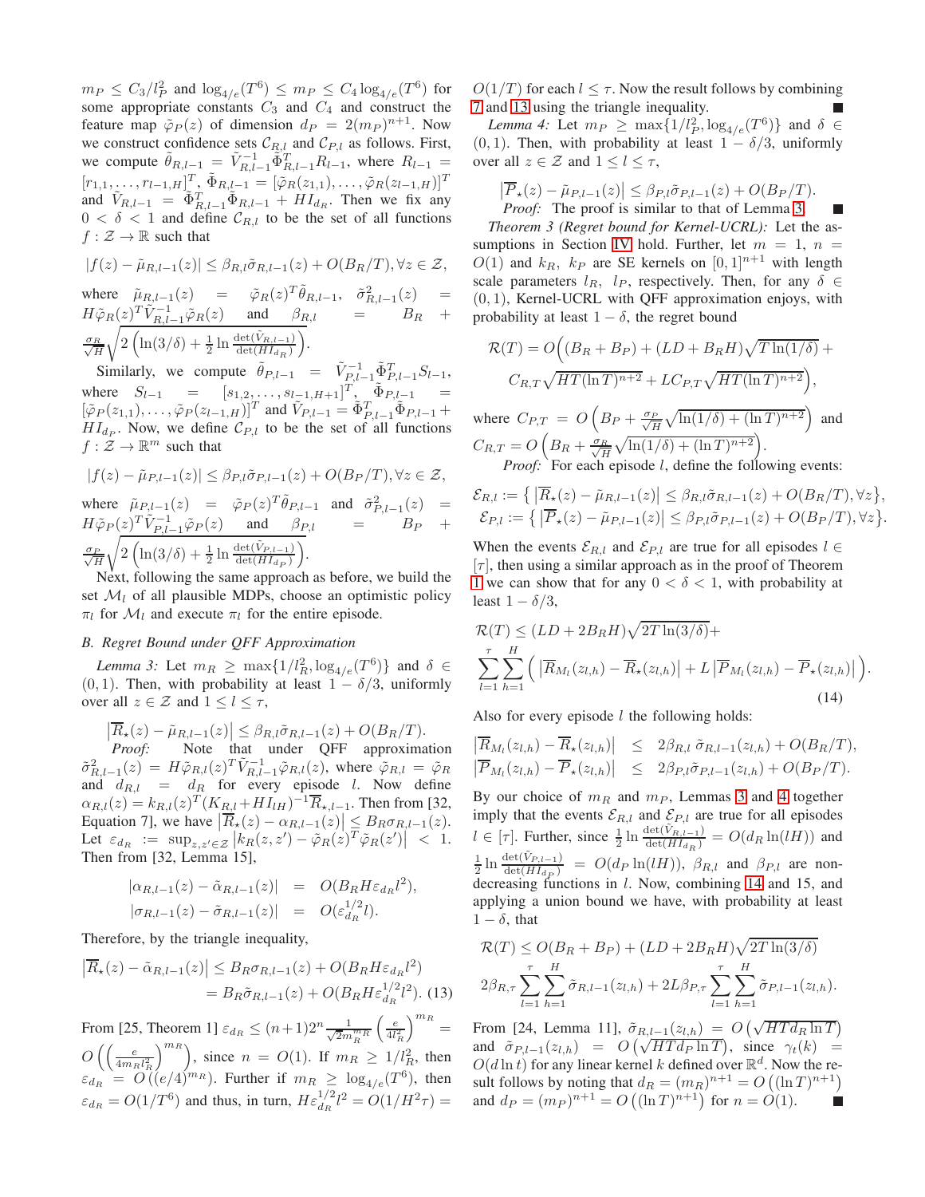$m_P \le C_3/l_P^2$ and $\log_{4/e}(T^6) \le m_P \le C_4 \log_{4/e}(T^6)$ for some appropriate constants $C_3$ and $C_4$ and construct the feature map $\tilde{\varphi}_P(z)$ of dimension $d_P = 2(m_P)^{n+1}$. Now we construct confidence sets $\mathcal{C}_{R,l}$ and $\mathcal{C}_{P,l}$ as follows. First, we compute $\tilde{\theta}_{R,l-1} = \tilde{V}_{R,l-1}^{-1}\tilde{\Phi}_{R,l-1}^T R_{l-1}$, where $R_{l-1} = [r_{1,1},\ldots,r_{l-1,H}]^T$, $\tilde{\Phi}_{R,l-1} = [\tilde{\varphi}_R(z_{1,1}),\ldots,\tilde{\varphi}_R(z_{l-1,H})]^T$ and $\tilde{V}_{R,l-1} = \tilde{\Phi}_{R,l-1}^T\tilde{\Phi}_{R,l-1} + HI_{d_R}$. Then we fix any $0<\delta<1$ and define $\mathcal{C}_{R,l}$ to be the set of all functions $f:\mathcal{Z}\to\mathbb{R}$ such that

$$|f(z) - \tilde{\mu}_{R,l-1}(z)| \le \beta_{R,l}\tilde{\sigma}_{R,l-1}(z) + O(B_R/T), \forall z \in \mathcal{Z},$$

where $\tilde{\mu}_{R,l-1}(z) = \tilde{\varphi}_R(z)^T\tilde{\theta}_{R,l-1}$, $\tilde{\sigma}_{R,l-1}^2(z) = H\tilde{\varphi}_R(z)^T\tilde{V}_{R,l-1}^{-1}\tilde{\varphi}_R(z)$ and $\beta_{R,l} = B_R + \frac{\sigma_R}{\sqrt{H}}\sqrt{2\left(\ln(3/\delta) + \frac{1}{2}\ln\frac{\det(\tilde{V}_{R,l-1})}{\det(HI_{d_R})}\right)}$.

Similarly, we compute $\tilde{\theta}_{P,l-1} = \tilde{V}_{P,l-1}^{-1}\tilde{\Phi}_{P,l-1}^T S_{l-1}$, where $S_{l-1} = [s_{1,2},\ldots,s_{l-1,H+1}]^T$, $\tilde{\Phi}_{P,l-1} = [\tilde{\varphi}_P(z_{1,1}),\ldots,\tilde{\varphi}_P(z_{l-1,H})]^T$ and $\tilde{V}_{P,l-1} = \tilde{\Phi}_{P,l-1}^T\tilde{\Phi}_{P,l-1} + HI_{d_P}$. Now, we define $\mathcal{C}_{P,l}$ to be the set of all functions $f:\mathcal{Z}\to\mathbb{R}^m$ such that

$$|f(z) - \tilde{\mu}_{P,l-1}(z)| \le \beta_{P,l}\tilde{\sigma}_{P,l-1}(z) + O(B_P/T), \forall z \in \mathcal{Z},$$

where $\tilde{\mu}_{P,l-1}(z) = \tilde{\varphi}_P(z)^T\tilde{\theta}_{P,l-1}$ and $\tilde{\sigma}_{P,l-1}^2(z) = H\tilde{\varphi}_P(z)^T\tilde{V}_{P,l-1}^{-1}\tilde{\varphi}_P(z)$ and $\beta_{P,l} = B_P + \frac{\sigma_P}{\sqrt{H}}\sqrt{2\left(\ln(3/\delta) + \frac{1}{2}\ln\frac{\det(\tilde{V}_{P,l-1})}{\det(HI_{d_P})}\right)}$.

Next, following the same approach as before, we build the set $\mathcal{M}_l$ of all plausible MDPs, choose an optimistic policy $\pi_l$ for $\mathcal{M}_l$ and execute $\pi_l$ for the entire episode.

### B. Regret Bound under QFF Approximation

*Lemma 3:* Let $m_R \ge \max\{1/l_R^2, \log_{4/e}(T^6)\}$ and $\delta \in (0,1)$. Then, with probability at least $1-\delta/3$, uniformly over all $z \in \mathcal{Z}$ and $1 \le l \le \tau$,

$$\left|\overline{R}_\star(z) - \tilde{\mu}_{R,l-1}(z)\right| \le \beta_{R,l}\tilde{\sigma}_{R,l-1}(z) + O(B_R/T).$$

*Proof:* Note that under QFF approximation $\tilde{\sigma}_{R,l-1}^2(z) = H\tilde{\varphi}_{R,l}(z)^T\tilde{V}_{R,l-1}^{-1}\tilde{\varphi}_{R,l}(z)$, where $\tilde{\varphi}_{R,l} = \tilde{\varphi}_R$ and $d_{R,l} = d_R$ for every episode $l$. Now define $\alpha_{R,l}(z) = k_{R,l}(z)^T(K_{R,l}+HI_{lH})^{-1}\overline{R}_{\star,l-1}$. Then from [32, Equation 7], we have $\left|\overline{R}_\star(z) - \alpha_{R,l-1}(z)\right| \le B_R\sigma_{R,l-1}(z)$. Let $\varepsilon_{d_R} := \sup_{z,z'\in\mathcal{Z}}\left|k_R(z,z') - \tilde{\varphi}_R(z)^T\tilde{\varphi}_R(z')\right| < 1$. Then from [32, Lemma 15],

$$\begin{aligned}
|\alpha_{R,l-1}(z) - \tilde{\alpha}_{R,l-1}(z)| &= O(B_R H \varepsilon_{d_R} l^2),\\
|\sigma_{R,l-1}(z) - \tilde{\sigma}_{R,l-1}(z)| &= O(\varepsilon_{d_R}^{1/2} l).
\end{aligned}$$

Therefore, by the triangle inequality,

$$\begin{aligned}
\left|\overline{R}_\star(z) - \tilde{\alpha}_{R,l-1}(z)\right| &\le B_R\sigma_{R,l-1}(z) + O(B_R H\varepsilon_{d_R} l^2)\\
&= B_R\tilde{\sigma}_{R,l-1}(z) + O(B_R H\varepsilon_{d_R}^{1/2} l^2). \quad (13)
\end{aligned}$$

From [25, Theorem 1] $\varepsilon_{d_R} \le (n+1)2^n\frac{1}{\sqrt{2}m_R^{m_R}}\left(\frac{e}{4l_R^2}\right)^{m_R} = O\left(\left(\frac{e}{4m_R l_R^2}\right)^{m_R}\right)$, since $n = O(1)$. If $m_R \ge 1/l_R^2$, then $\varepsilon_{d_R} = O((e/4)^{m_R})$. Further if $m_R \ge \log_{4/e}(T^6)$, then $\varepsilon_{d_R} = O(1/T^6)$ and thus, in turn, $H\varepsilon_{d_R}^{1/2}l^2 = O(1/H^2\tau) = O(1/T)$ for each $l \le \tau$. Now the result follows by combining 7 and 13 using the triangle inequality. ∎

*Lemma 4:* Let $m_P \ge \max\{1/l_P^2, \log_{4/e}(T^6)\}$ and $\delta \in (0,1)$. Then, with probability at least $1-\delta/3$, uniformly over all $z \in \mathcal{Z}$ and $1 \le l \le \tau$,

$$\left|\overline{P}_\star(z) - \tilde{\mu}_{P,l-1}(z)\right| \le \beta_{P,l}\tilde{\sigma}_{P,l-1}(z) + O(B_P/T).$$

*Proof:* The proof is similar to that of Lemma 3. ∎

*Theorem 3 (Regret bound for Kernel-UCRL):* Let the assumptions in Section IV hold. Further, let $m=1$, $n = O(1)$ and $k_R$, $k_P$ are SE kernels on $[0,1]^{n+1}$ with length scale parameters $l_R$, $l_P$, respectively. Then, for any $\delta \in (0,1)$, Kernel-UCRL with QFF approximation enjoys, with probability at least $1-\delta$, the regret bound

$$\begin{aligned}
\mathcal{R}(T) = O\Big(&(B_R+B_P) + (LD+B_RH)\sqrt{T\ln(1/\delta)} +\\
&C_{R,T}\sqrt{HT(\ln T)^{n+2}} + LC_{P,T}\sqrt{HT(\ln T)^{n+2}}\Big),
\end{aligned}$$

where $C_{P,T} = O\left(B_P + \frac{\sigma_P}{\sqrt{H}}\sqrt{\ln(1/\delta) + (\ln T)^{n+2}}\right)$ and $C_{R,T} = O\left(B_R + \frac{\sigma_R}{\sqrt{H}}\sqrt{\ln(1/\delta) + (\ln T)^{n+2}}\right)$.

*Proof:* For each episode $l$, define the following events:

$$\begin{aligned}
\mathcal{E}_{R,l} &:= \left\{\left|\overline{R}_\star(z) - \tilde{\mu}_{R,l-1}(z)\right| \le \beta_{R,l}\tilde{\sigma}_{R,l-1}(z) + O(B_R/T), \forall z\right\},\\
\mathcal{E}_{P,l} &:= \left\{\left|\overline{P}_\star(z) - \tilde{\mu}_{P,l-1}(z)\right| \le \beta_{P,l}\tilde{\sigma}_{P,l-1}(z) + O(B_P/T), \forall z\right\}.
\end{aligned}$$

When the events $\mathcal{E}_{R,l}$ and $\mathcal{E}_{P,l}$ are true for all episodes $l \in [\tau]$, then using a similar approach as in the proof of Theorem 1 we can show that for any $0<\delta<1$, with probability at least $1-\delta/3$,

$$\begin{aligned}
&\mathcal{R}(T) \le (LD + 2B_RH)\sqrt{2T\ln(3/\delta)} +\\
&\sum_{l=1}^{\tau}\sum_{h=1}^{H}\Big(\left|\overline{R}_{M_l}(z_{l,h}) - \overline{R}_\star(z_{l,h})\right| + L\left|\overline{P}_{M_l}(z_{l,h}) - \overline{P}_\star(z_{l,h})\right|\Big).
\end{aligned} \quad (14)$$

Also for every episode $l$ the following holds:

$$\begin{aligned}
\left|\overline{R}_{M_l}(z_{l,h}) - \overline{R}_\star(z_{l,h})\right| &\le 2\beta_{R,l}\,\tilde{\sigma}_{R,l-1}(z_{l,h}) + O(B_R/T),\\
\left|\overline{P}_{M_l}(z_{l,h}) - \overline{P}_\star(z_{l,h})\right| &\le 2\beta_{P,l}\tilde{\sigma}_{P,l-1}(z_{l,h}) + O(B_P/T).
\end{aligned}$$

By our choice of $m_R$ and $m_P$, Lemmas 3 and 4 together imply that the events $\mathcal{E}_{R,l}$ and $\mathcal{E}_{P,l}$ are true for all episodes $l \in [\tau]$. Further, since $\frac{1}{2}\ln\frac{\det(\tilde{V}_{R,l-1})}{\det(HI_{d_R})} = O(d_R\ln(lH))$ and $\frac{1}{2}\ln\frac{\det(\tilde{V}_{P,l-1})}{\det(HI_{d_P})} = O(d_P\ln(lH))$, $\beta_{R,l}$ and $\beta_{P,l}$ are non-decreasing functions in $l$. Now, combining 14 and 15, and applying a union bound we have, with probability at least $1-\delta$, that

$$\begin{aligned}
\mathcal{R}(T) \le\, &O(B_R+B_P) + (LD+2B_RH)\sqrt{2T\ln(3/\delta)}\\
&2\beta_{R,\tau}\sum_{l=1}^{\tau}\sum_{h=1}^{H}\tilde{\sigma}_{R,l-1}(z_{l,h}) + 2L\beta_{P,\tau}\sum_{l=1}^{\tau}\sum_{h=1}^{H}\tilde{\sigma}_{P,l-1}(z_{l,h}).
\end{aligned}$$

From [24, Lemma 11], $\tilde{\sigma}_{R,l-1}(z_{l,h}) = O\left(\sqrt{HTd_R\ln T}\right)$ and $\tilde{\sigma}_{P,l-1}(z_{l,h}) = O\left(\sqrt{HTd_P\ln T}\right)$, since $\gamma_t(k) = O(d\ln t)$ for any linear kernel $k$ defined over $\mathbb{R}^d$. Now the result follows by noting that $d_R = (m_R)^{n+1} = O\left((\ln T)^{n+1}\right)$ and $d_P = (m_P)^{n+1} = O\left((\ln T)^{n+1}\right)$ for $n = O(1)$. ∎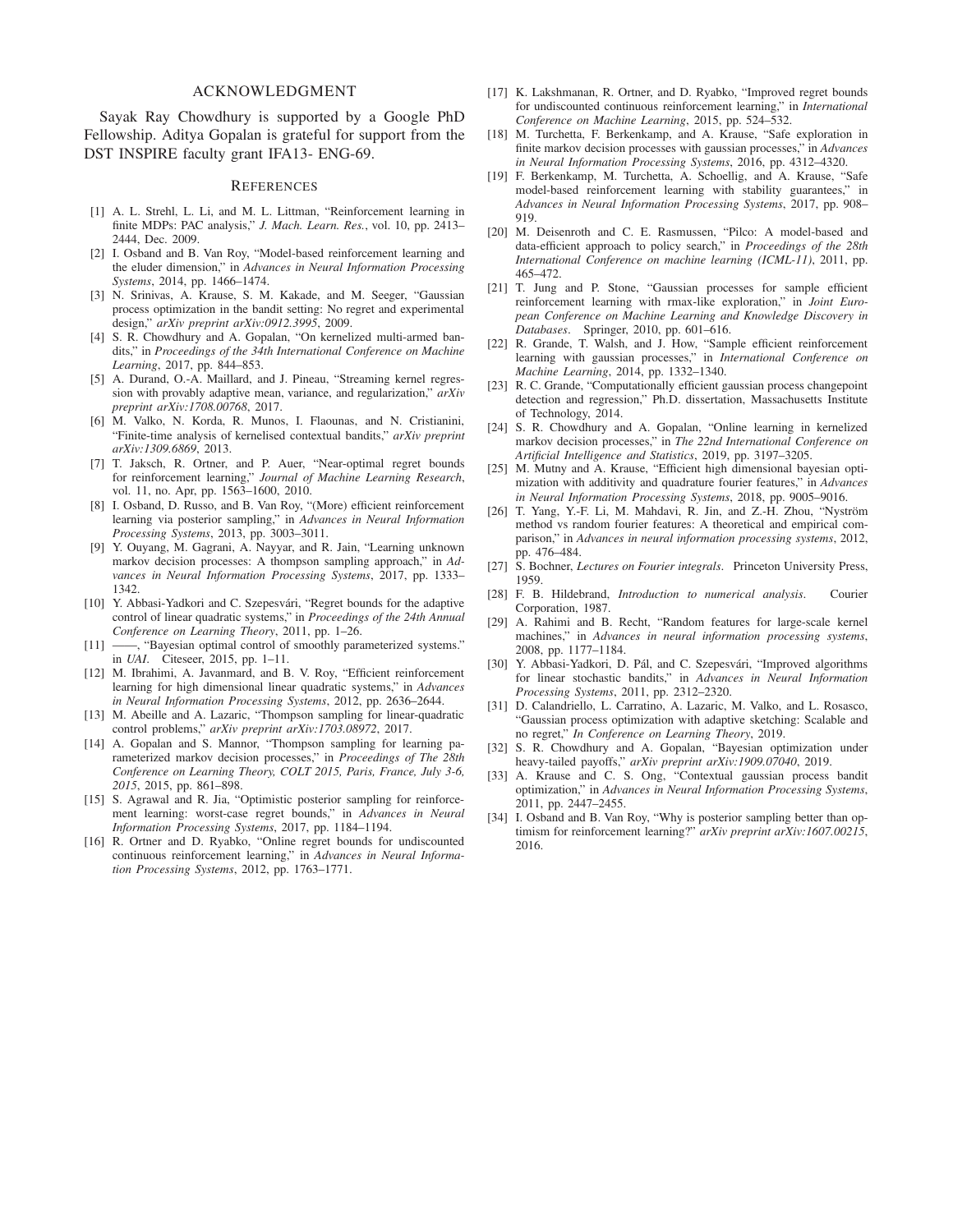## ACKNOWLEDGMENT

Sayak Ray Chowdhury is supported by a Google PhD Fellowship. Aditya Gopalan is grateful for support from the DST INSPIRE faculty grant IFA13- ENG-69.

## REFERENCES

[1] A. L. Strehl, L. Li, and M. L. Littman, "Reinforcement learning in finite MDPs: PAC analysis," *J. Mach. Learn. Res.*, vol. 10, pp. 2413–2444, Dec. 2009.

[2] I. Osband and B. Van Roy, "Model-based reinforcement learning and the eluder dimension," in *Advances in Neural Information Processing Systems*, 2014, pp. 1466–1474.

[3] N. Srinivas, A. Krause, S. M. Kakade, and M. Seeger, "Gaussian process optimization in the bandit setting: No regret and experimental design," *arXiv preprint arXiv:0912.3995*, 2009.

[4] S. R. Chowdhury and A. Gopalan, "On kernelized multi-armed bandits," in *Proceedings of the 34th International Conference on Machine Learning*, 2017, pp. 844–853.

[5] A. Durand, O.-A. Maillard, and J. Pineau, "Streaming kernel regression with provably adaptive mean, variance, and regularization," *arXiv preprint arXiv:1708.00768*, 2017.

[6] M. Valko, N. Korda, R. Munos, I. Flaounas, and N. Cristianini, "Finite-time analysis of kernelised contextual bandits," *arXiv preprint arXiv:1309.6869*, 2013.

[7] T. Jaksch, R. Ortner, and P. Auer, "Near-optimal regret bounds for reinforcement learning," *Journal of Machine Learning Research*, vol. 11, no. Apr, pp. 1563–1600, 2010.

[8] I. Osband, D. Russo, and B. Van Roy, "(More) efficient reinforcement learning via posterior sampling," in *Advances in Neural Information Processing Systems*, 2013, pp. 3003–3011.

[9] Y. Ouyang, M. Gagrani, A. Nayyar, and R. Jain, "Learning unknown markov decision processes: A thompson sampling approach," in *Advances in Neural Information Processing Systems*, 2017, pp. 1333–1342.

[10] Y. Abbasi-Yadkori and C. Szepesvári, "Regret bounds for the adaptive control of linear quadratic systems," in *Proceedings of the 24th Annual Conference on Learning Theory*, 2011, pp. 1–26.

[11] ——, "Bayesian optimal control of smoothly parameterized systems." in *UAI*. Citeseer, 2015, pp. 1–11.

[12] M. Ibrahimi, A. Javanmard, and B. V. Roy, "Efficient reinforcement learning for high dimensional linear quadratic systems," in *Advances in Neural Information Processing Systems*, 2012, pp. 2636–2644.

[13] M. Abeille and A. Lazaric, "Thompson sampling for linear-quadratic control problems," *arXiv preprint arXiv:1703.08972*, 2017.

[14] A. Gopalan and S. Mannor, "Thompson sampling for learning parameterized markov decision processes," in *Proceedings of The 28th Conference on Learning Theory, COLT 2015, Paris, France, July 3-6, 2015*, 2015, pp. 861–898.

[15] S. Agrawal and R. Jia, "Optimistic posterior sampling for reinforcement learning: worst-case regret bounds," in *Advances in Neural Information Processing Systems*, 2017, pp. 1184–1194.

[16] R. Ortner and D. Ryabko, "Online regret bounds for undiscounted continuous reinforcement learning," in *Advances in Neural Information Processing Systems*, 2012, pp. 1763–1771.

[17] K. Lakshmanan, R. Ortner, and D. Ryabko, "Improved regret bounds for undiscounted continuous reinforcement learning," in *International Conference on Machine Learning*, 2015, pp. 524–532.

[18] M. Turchetta, F. Berkenkamp, and A. Krause, "Safe exploration in finite markov decision processes with gaussian processes," in *Advances in Neural Information Processing Systems*, 2016, pp. 4312–4320.

[19] F. Berkenkamp, M. Turchetta, A. Schoellig, and A. Krause, "Safe model-based reinforcement learning with stability guarantees," in *Advances in Neural Information Processing Systems*, 2017, pp. 908–919.

[20] M. Deisenroth and C. E. Rasmussen, "Pilco: A model-based and data-efficient approach to policy search," in *Proceedings of the 28th International Conference on machine learning (ICML-11)*, 2011, pp. 465–472.

[21] T. Jung and P. Stone, "Gaussian processes for sample efficient reinforcement learning with rmax-like exploration," in *Joint European Conference on Machine Learning and Knowledge Discovery in Databases*. Springer, 2010, pp. 601–616.

[22] R. Grande, T. Walsh, and J. How, "Sample efficient reinforcement learning with gaussian processes," in *International Conference on Machine Learning*, 2014, pp. 1332–1340.

[23] R. C. Grande, "Computationally efficient gaussian process changepoint detection and regression," Ph.D. dissertation, Massachusetts Institute of Technology, 2014.

[24] S. R. Chowdhury and A. Gopalan, "Online learning in kernelized markov decision processes," in *The 22nd International Conference on Artificial Intelligence and Statistics*, 2019, pp. 3197–3205.

[25] M. Mutny and A. Krause, "Efficient high dimensional bayesian optimization with additivity and quadrature fourier features," in *Advances in Neural Information Processing Systems*, 2018, pp. 9005–9016.

[26] T. Yang, Y.-F. Li, M. Mahdavi, R. Jin, and Z.-H. Zhou, "Nyström method vs random fourier features: A theoretical and empirical comparison," in *Advances in neural information processing systems*, 2012, pp. 476–484.

[27] S. Bochner, *Lectures on Fourier integrals*. Princeton University Press, 1959.

[28] F. B. Hildebrand, *Introduction to numerical analysis*. Courier Corporation, 1987.

[29] A. Rahimi and B. Recht, "Random features for large-scale kernel machines," in *Advances in neural information processing systems*, 2008, pp. 1177–1184.

[30] Y. Abbasi-Yadkori, D. Pál, and C. Szepesvári, "Improved algorithms for linear stochastic bandits," in *Advances in Neural Information Processing Systems*, 2011, pp. 2312–2320.

[31] D. Calandriello, L. Carratino, A. Lazaric, M. Valko, and L. Rosasco, "Gaussian process optimization with adaptive sketching: Scalable and no regret," *In Conference on Learning Theory*, 2019.

[32] S. R. Chowdhury and A. Gopalan, "Bayesian optimization under heavy-tailed payoffs," *arXiv preprint arXiv:1909.07040*, 2019.

[33] A. Krause and C. S. Ong, "Contextual gaussian process bandit optimization," in *Advances in Neural Information Processing Systems*, 2011, pp. 2447–2455.

[34] I. Osband and B. Van Roy, "Why is posterior sampling better than optimism for reinforcement learning?" *arXiv preprint arXiv:1607.00215*, 2016.